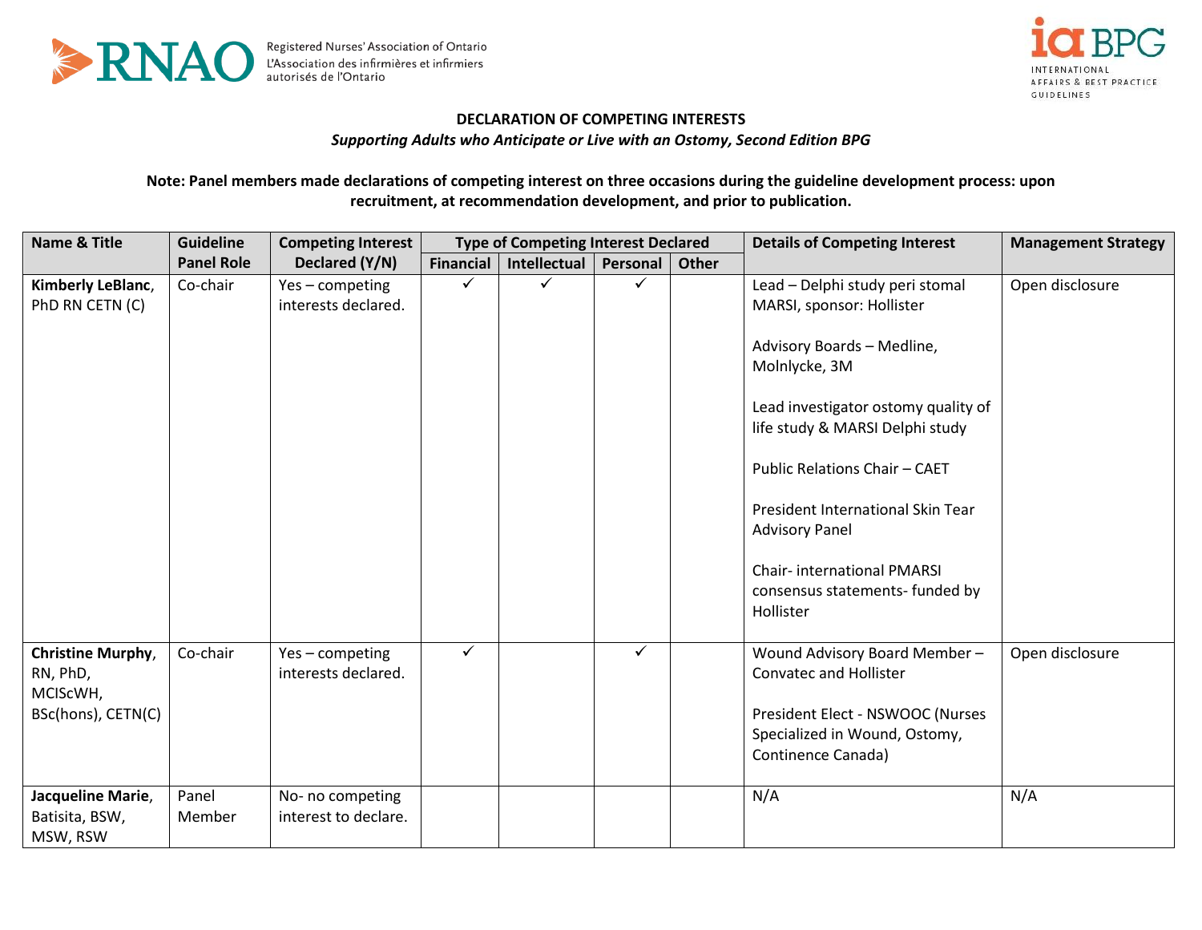**DECLARATION OF COMPETING INTERESTS**

***Supporting Adults who Anticipate or Live with an Ostomy, Second Edition BPG***

**Note: Panel members made declarations of competing interest on three occasions during the guideline development process: upon recruitment, at recommendation development, and prior to publication.**

| Name & Title | Guideline Panel Role | Competing Interest Declared (Y/N) | Type of Competing Interest Declared | | | | Details of Competing Interest | Management Strategy |
|---|---|---|---|---|---|---|---|---|
| | | | Financial | Intellectual | Personal | Other | | |
| **Kimberly LeBlanc**, PhD RN CETN (C) | Co-chair | Yes – competing interests declared. | ✓ | ✓ | ✓ | | Lead – Delphi study peri stomal MARSI, sponsor: Hollister<br><br>Advisory Boards – Medline, Molnlycke, 3M<br><br>Lead investigator ostomy quality of life study & MARSI Delphi study<br><br>Public Relations Chair – CAET<br><br>President International Skin Tear Advisory Panel<br><br>Chair- international PMARSI consensus statements- funded by Hollister | Open disclosure |
| **Christine Murphy**, RN, PhD, MCIScWH, BSc(hons), CETN(C) | Co-chair | Yes – competing interests declared. | ✓ | | ✓ | | Wound Advisory Board Member – Convatec and Hollister<br><br>President Elect - NSWOOC (Nurses Specialized in Wound, Ostomy, Continence Canada) | Open disclosure |
| **Jacqueline Marie**, Batisita, BSW, MSW, RSW | Panel Member | No- no competing interest to declare. | | | | | N/A | N/A |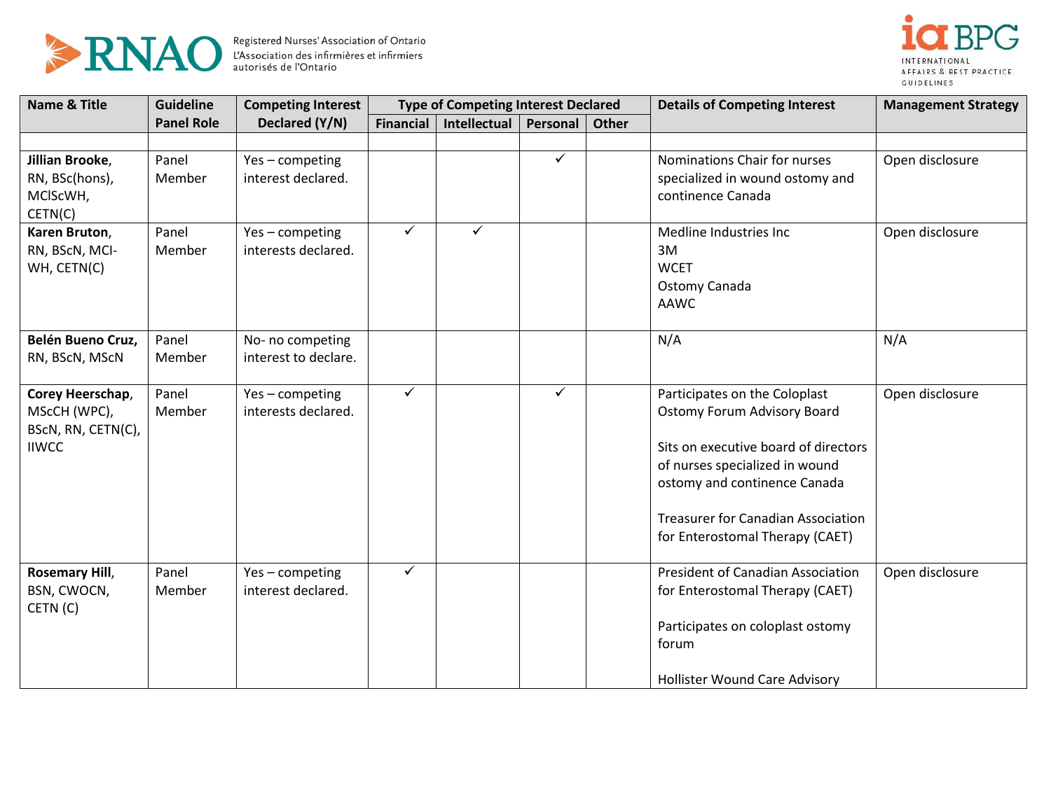| Name & Title | Guideline Panel Role | Competing Interest Declared (Y/N) | Type of Competing Interest Declared | | | | Details of Competing Interest | Management Strategy |
|---|---|---|---|---|---|---|---|---|
| | | | Financial | Intellectual | Personal | Other | | |
| | | | | | | | | |
| **Jillian Brooke**, RN, BSc(hons), MClScWH, CETN(C) | Panel Member | Yes – competing interest declared. | | | ✓ | | Nominations Chair for nurses specialized in wound ostomy and continence Canada | Open disclosure |
| **Karen Bruton**, RN, BScN, MCl-WH, CETN(C) | Panel Member | Yes – competing interests declared. | ✓ | ✓ | | | Medline Industries Inc<br>3M<br>WCET<br>Ostomy Canada<br>AAWC | Open disclosure |
| **Belén Bueno Cruz**, RN, BScN, MScN | Panel Member | No- no competing interest to declare. | | | | | N/A | N/A |
| **Corey Heerschap**, MScCH (WPC), BScN, RN, CETN(C), IIWCC | Panel Member | Yes – competing interests declared. | ✓ | | ✓ | | Participates on the Coloplast Ostomy Forum Advisory Board<br><br>Sits on executive board of directors of nurses specialized in wound ostomy and continence Canada<br><br>Treasurer for Canadian Association for Enterostomal Therapy (CAET) | Open disclosure |
| **Rosemary Hill**, BSN, CWOCN, CETN (C) | Panel Member | Yes – competing interest declared. | ✓ | | | | President of Canadian Association for Enterostomal Therapy (CAET)<br><br>Participates on coloplast ostomy forum<br><br>Hollister Wound Care Advisory | Open disclosure |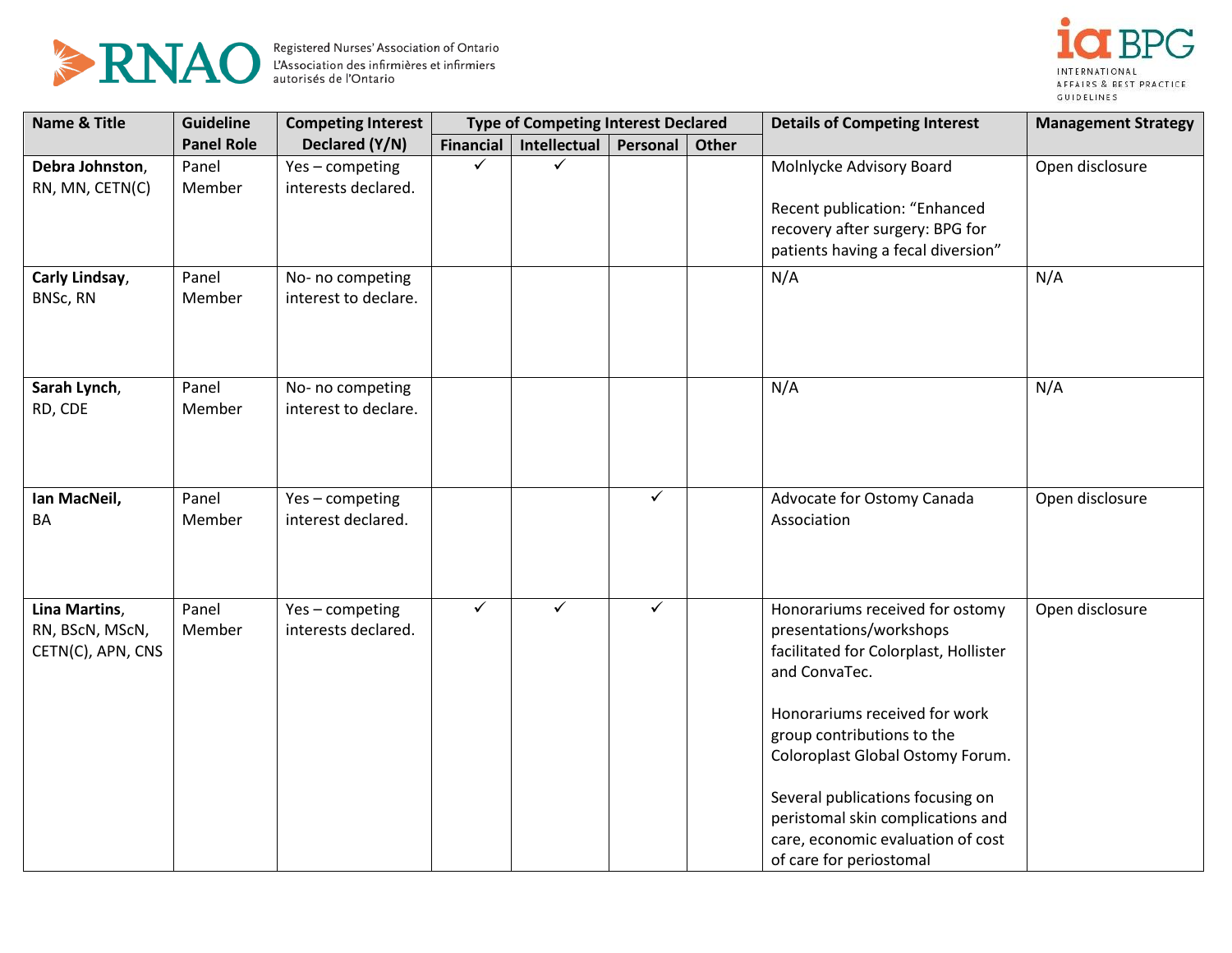| Name & Title | Guideline Panel Role | Competing Interest Declared (Y/N) | Type of Competing Interest Declared | | | | Details of Competing Interest | Management Strategy |
|---|---|---|---|---|---|---|---|---|
| | | | Financial | Intellectual | Personal | Other | | |
| **Debra Johnston**, RN, MN, CETN(C) | Panel Member | Yes – competing interests declared. | ✓ | ✓ | | | Molnlycke Advisory Board<br><br>Recent publication: “Enhanced recovery after surgery: BPG for patients having a fecal diversion” | Open disclosure |
| **Carly Lindsay**, BNSc, RN | Panel Member | No- no competing interest to declare. | | | | | N/A | N/A |
| **Sarah Lynch**, RD, CDE | Panel Member | No- no competing interest to declare. | | | | | N/A | N/A |
| **Ian MacNeil,** BA | Panel Member | Yes – competing interest declared. | | | ✓ | | Advocate for Ostomy Canada Association | Open disclosure |
| **Lina Martins**, RN, BScN, MScN, CETN(C), APN, CNS | Panel Member | Yes – competing interests declared. | ✓ | ✓ | ✓ | | Honorariums received for ostomy presentations/workshops facilitated for Colorplast, Hollister and ConvaTec.<br><br>Honorariums received for work group contributions to the Coloroplast Global Ostomy Forum.<br><br>Several publications focusing on peristomal skin complications and care, economic evaluation of cost of care for periostomal | Open disclosure |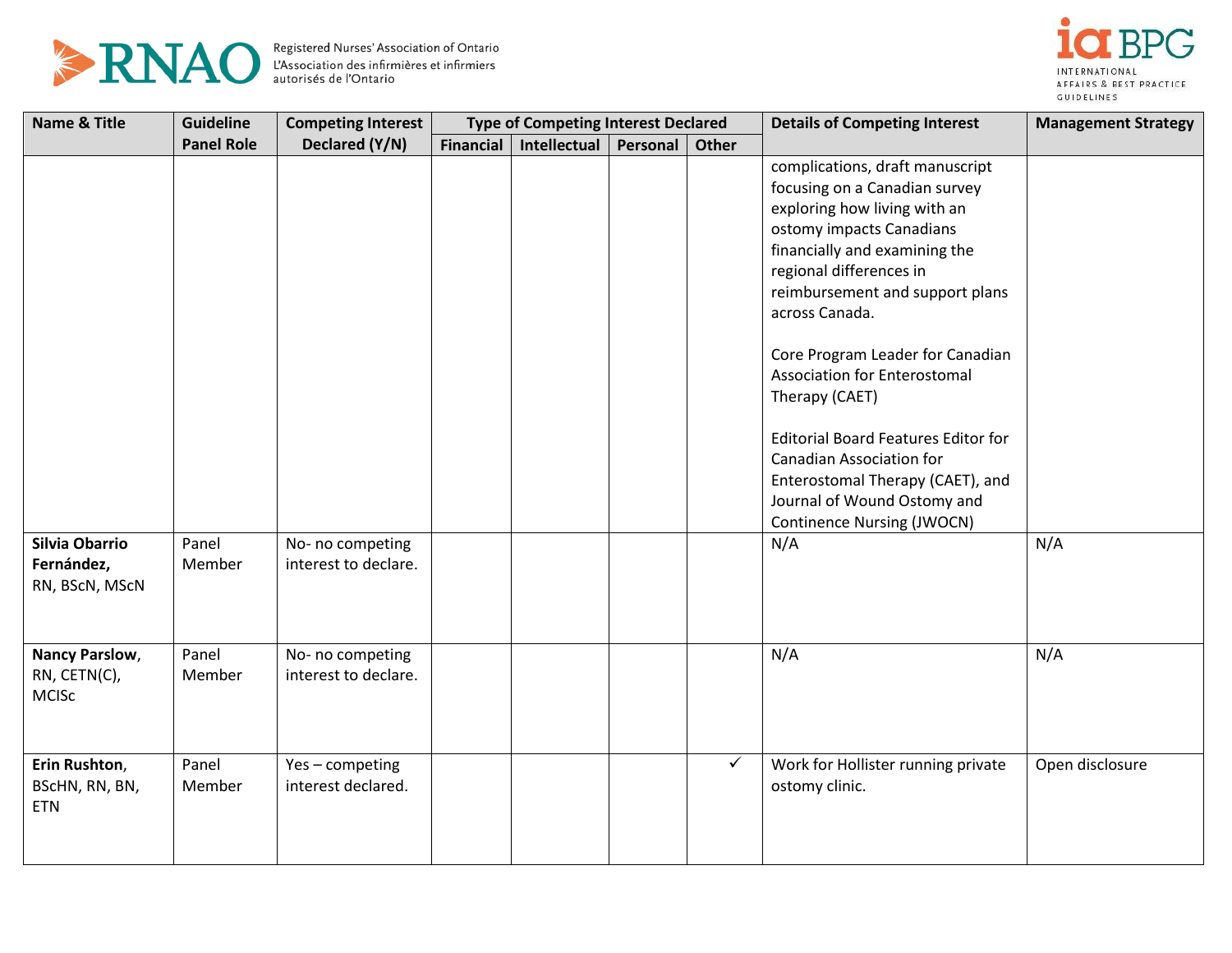| Name & Title | Guideline Panel Role | Competing Interest Declared (Y/N) | Type of Competing Interest Declared | | | | Details of Competing Interest | Management Strategy |
|---|---|---|---|---|---|---|---|---|
| | | | Financial | Intellectual | Personal | Other | | |
| | | | | | | | complications, draft manuscript focusing on a Canadian survey exploring how living with an ostomy impacts Canadians financially and examining the regional differences in reimbursement and support plans across Canada.<br><br>Core Program Leader for Canadian Association for Enterostomal Therapy (CAET)<br><br>Editorial Board Features Editor for Canadian Association for Enterostomal Therapy (CAET), and Journal of Wound Ostomy and Continence Nursing (JWOCN) | |
| **Silvia Obarrio Fernández,** RN, BScN, MScN | Panel Member | No- no competing interest to declare. | | | | | N/A | N/A |
| **Nancy Parslow**, RN, CETN(C), MClSc | Panel Member | No- no competing interest to declare. | | | | | N/A | N/A |
| **Erin Rushton**, BScHN, RN, BN, ETN | Panel Member | Yes – competing interest declared. | | | | ✓ | Work for Hollister running private ostomy clinic. | Open disclosure |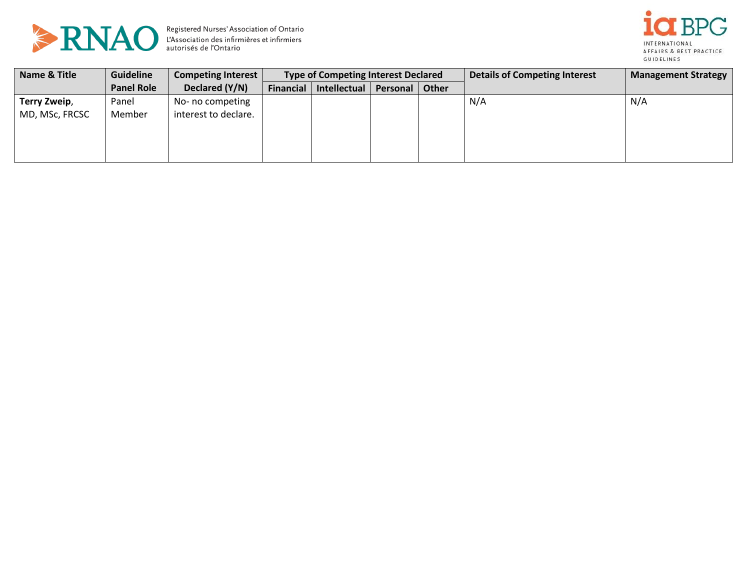| Name & Title | Guideline Panel Role | Competing Interest Declared (Y/N) | Type of Competing Interest Declared | | | | Details of Competing Interest | Management Strategy |
|---|---|---|---|---|---|---|---|---|
| | | | Financial | Intellectual | Personal | Other | | |
| **Terry Zweip**, MD, MSc, FRCSC | Panel Member | No- no competing interest to declare. | | | | | N/A | N/A |